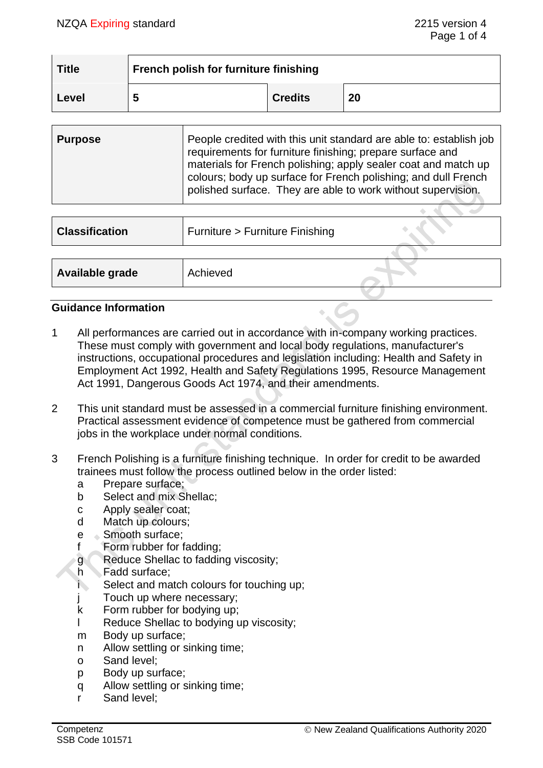| Title | French polish for furniture finishing | | |
|---|---|---|---|
| Level | 5 | Credits | 20 |

| Purpose | People credited with this unit standard are able to: establish job requirements for furniture finishing; prepare surface and materials for French polishing; apply sealer coat and match up colours; body up surface for French polishing; and dull French polished surface. They are able to work without supervision. |
|---|---|

| Classification | Furniture > Furniture Finishing |
|---|---|

| Available grade | Achieved |
|---|---|

## Guidance Information

1 All performances are carried out in accordance with in-company working practices. These must comply with government and local body regulations, manufacturer's instructions, occupational procedures and legislation including: Health and Safety in Employment Act 1992, Health and Safety Regulations 1995, Resource Management Act 1991, Dangerous Goods Act 1974, and their amendments.

2 This unit standard must be assessed in a commercial furniture finishing environment. Practical assessment evidence of competence must be gathered from commercial jobs in the workplace under normal conditions.

3 French Polishing is a furniture finishing technique. In order for credit to be awarded trainees must follow the process outlined below in the order listed:

   a Prepare surface;
   b Select and mix Shellac;
   c Apply sealer coat;
   d Match up colours;
   e Smooth surface;
   f Form rubber for fadding;
   g Reduce Shellac to fadding viscosity;
   h Fadd surface;
   i Select and match colours for touching up;
   j Touch up where necessary;
   k Form rubber for bodying up;
   l Reduce Shellac to bodying up viscosity;
   m Body up surface;
   n Allow settling or sinking time;
   o Sand level;
   p Body up surface;
   q Allow settling or sinking time;
   r Sand level;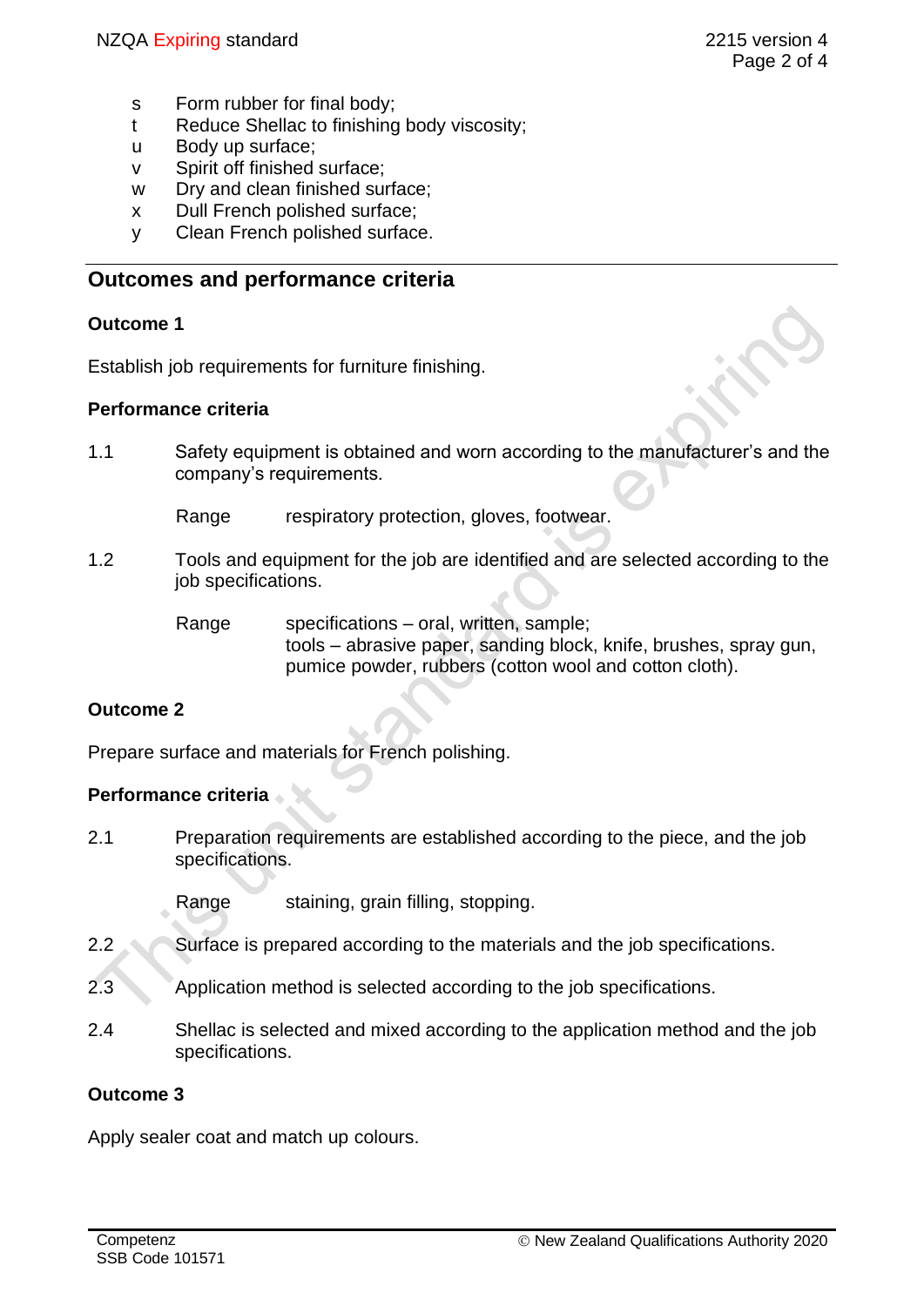s Form rubber for final body;
t Reduce Shellac to finishing body viscosity;
u Body up surface;
v Spirit off finished surface;
w Dry and clean finished surface;
x Dull French polished surface;
y Clean French polished surface.

## Outcomes and performance criteria

### Outcome 1

Establish job requirements for furniture finishing.

#### Performance criteria

1.1 Safety equipment is obtained and worn according to the manufacturer's and the company's requirements.

Range respiratory protection, gloves, footwear.

1.2 Tools and equipment for the job are identified and are selected according to the job specifications.

Range specifications – oral, written, sample;
tools – abrasive paper, sanding block, knife, brushes, spray gun, pumice powder, rubbers (cotton wool and cotton cloth).

### Outcome 2

Prepare surface and materials for French polishing.

#### Performance criteria

2.1 Preparation requirements are established according to the piece, and the job specifications.

Range staining, grain filling, stopping.

2.2 Surface is prepared according to the materials and the job specifications.

2.3 Application method is selected according to the job specifications.

2.4 Shellac is selected and mixed according to the application method and the job specifications.

### Outcome 3

Apply sealer coat and match up colours.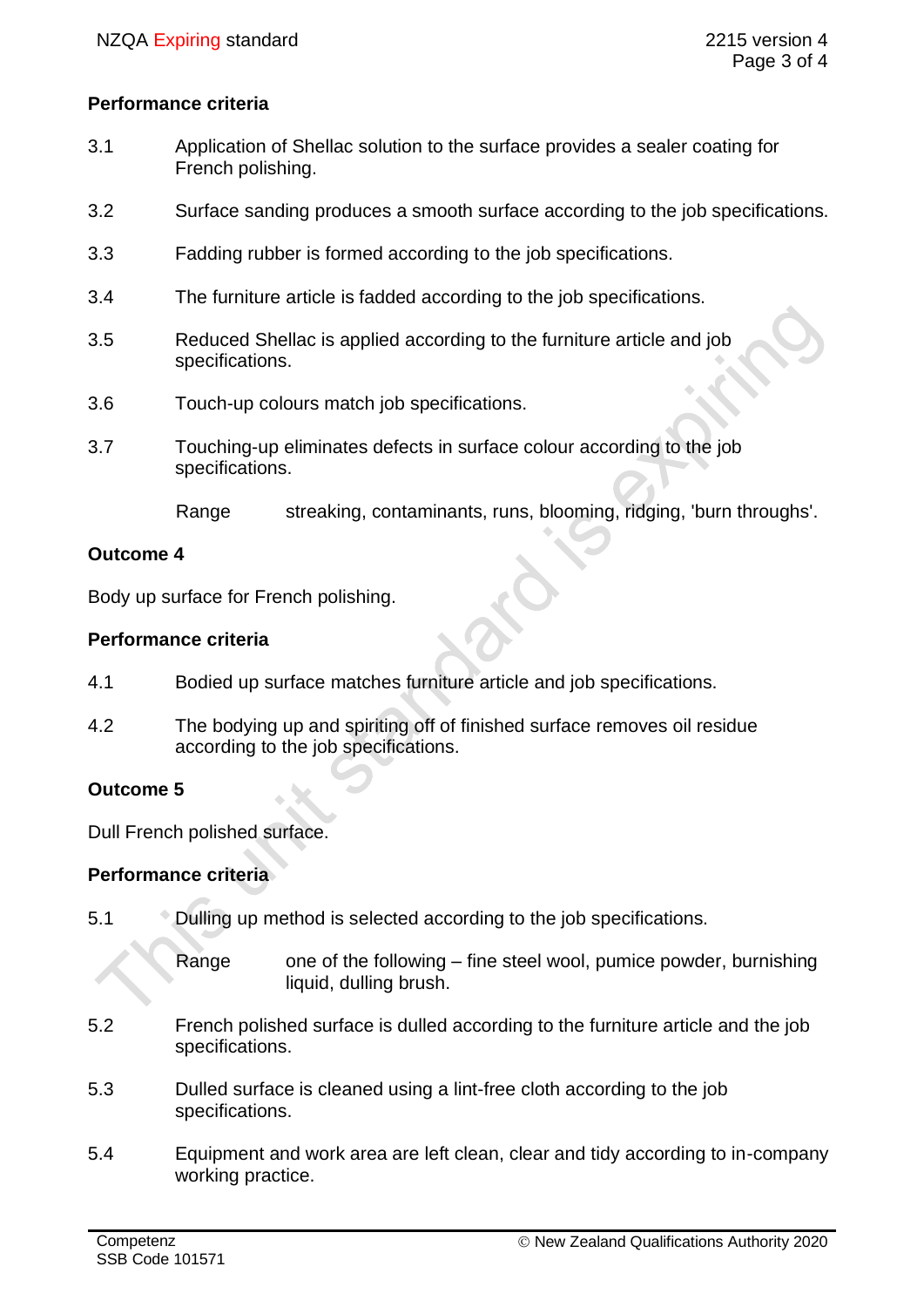### Performance criteria

3.1 Application of Shellac solution to the surface provides a sealer coating for French polishing.

3.2 Surface sanding produces a smooth surface according to the job specifications.

3.3 Fadding rubber is formed according to the job specifications.

3.4 The furniture article is fadded according to the job specifications.

3.5 Reduced Shellac is applied according to the furniture article and job specifications.

3.6 Touch-up colours match job specifications.

3.7 Touching-up eliminates defects in surface colour according to the job specifications.

Range streaking, contaminants, runs, blooming, ridging, 'burn throughs'.

## Outcome 4

Body up surface for French polishing.

### Performance criteria

4.1 Bodied up surface matches furniture article and job specifications.

4.2 The bodying up and spiriting off of finished surface removes oil residue according to the job specifications.

## Outcome 5

Dull French polished surface.

### Performance criteria

5.1 Dulling up method is selected according to the job specifications.

Range one of the following – fine steel wool, pumice powder, burnishing liquid, dulling brush.

5.2 French polished surface is dulled according to the furniture article and the job specifications.

5.3 Dulled surface is cleaned using a lint-free cloth according to the job specifications.

5.4 Equipment and work area are left clean, clear and tidy according to in-company working practice.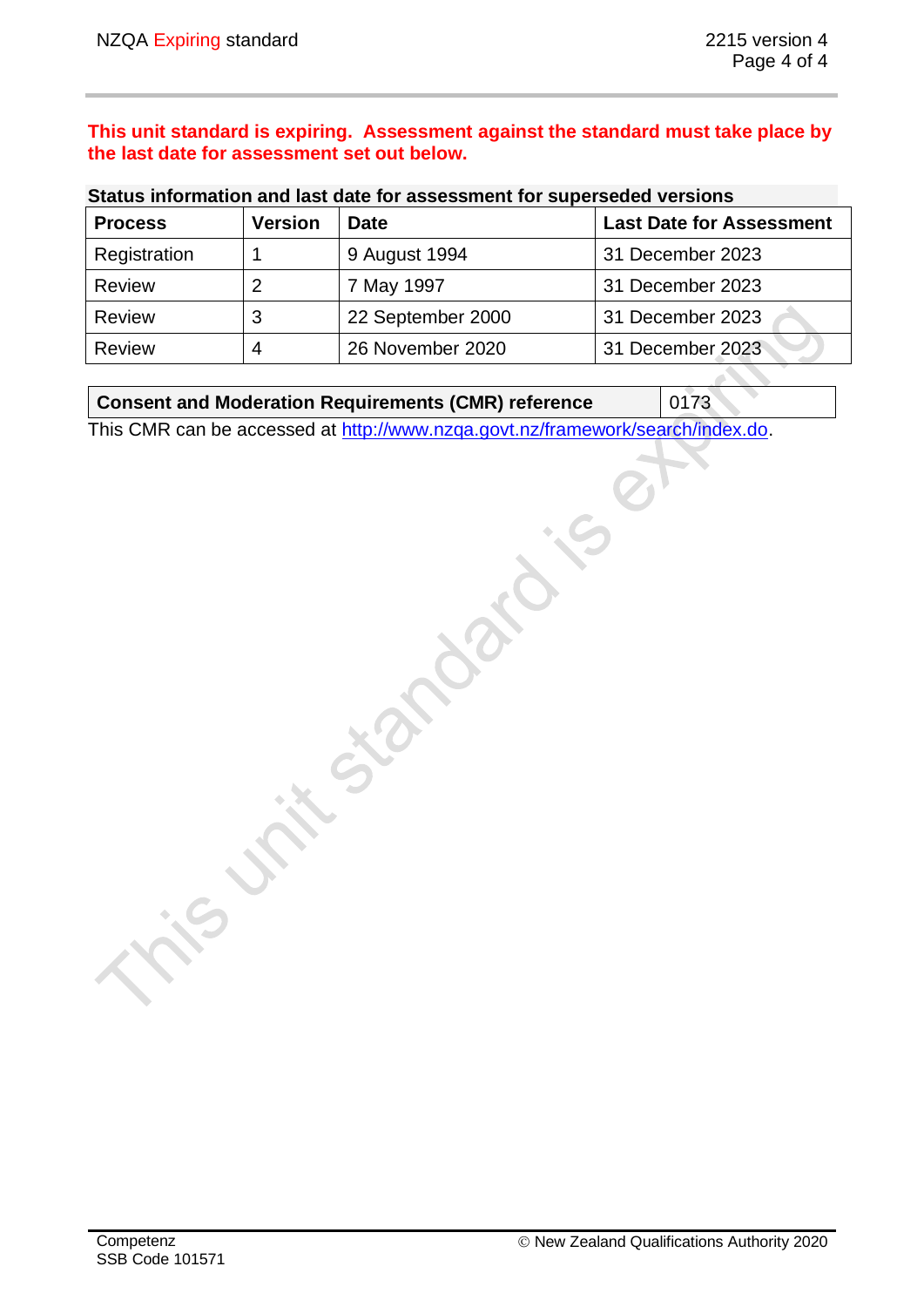**This unit standard is expiring. Assessment against the standard must take place by the last date for assessment set out below.**

**Status information and last date for assessment for superseded versions**

| Process | Version | Date | Last Date for Assessment |
|---|---|---|---|
| Registration | 1 | 9 August 1994 | 31 December 2023 |
| Review | 2 | 7 May 1997 | 31 December 2023 |
| Review | 3 | 22 September 2000 | 31 December 2023 |
| Review | 4 | 26 November 2020 | 31 December 2023 |

| Consent and Moderation Requirements (CMR) reference | 0173 |
|---|---|

This CMR can be accessed at http://www.nzqa.govt.nz/framework/search/index.do.